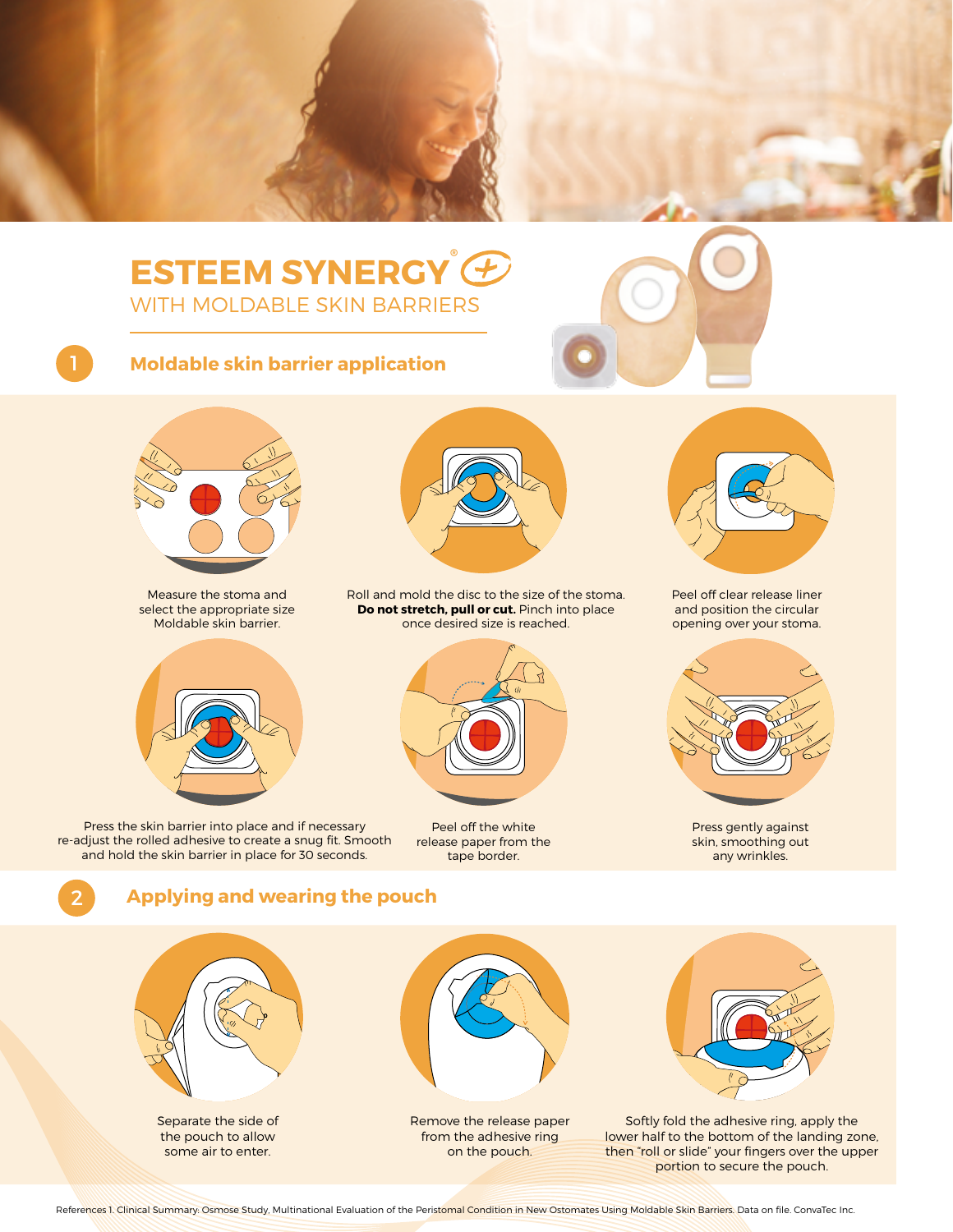# ESTEEM SYNERGY® +

## WITH MOLDABLE SKIN BARRIERS

## 1 Moldable skin barrier application

Measure the stoma and select the appropriate size Moldable skin barrier.

Roll and mold the disc to the size of the stoma. **Do not stretch, pull or cut.** Pinch into place once desired size is reached.

Peel off clear release liner and position the circular opening over your stoma.

Press the skin barrier into place and if necessary re-adjust the rolled adhesive to create a snug fit. Smooth and hold the skin barrier in place for 30 seconds.

Peel off the white release paper from the tape border.

Press gently against skin, smoothing out any wrinkles.

## 2 Applying and wearing the pouch

Separate the side of the pouch to allow some air to enter.

Remove the release paper from the adhesive ring on the pouch.

Softly fold the adhesive ring, apply the lower half to the bottom of the landing zone, then "roll or slide" your fingers over the upper portion to secure the pouch.

References 1. Clinical Summary: Osmose Study, Multinational Evaluation of the Peristomal Condition in New Ostomates Using Moldable Skin Barriers. Data on file. ConvaTec Inc.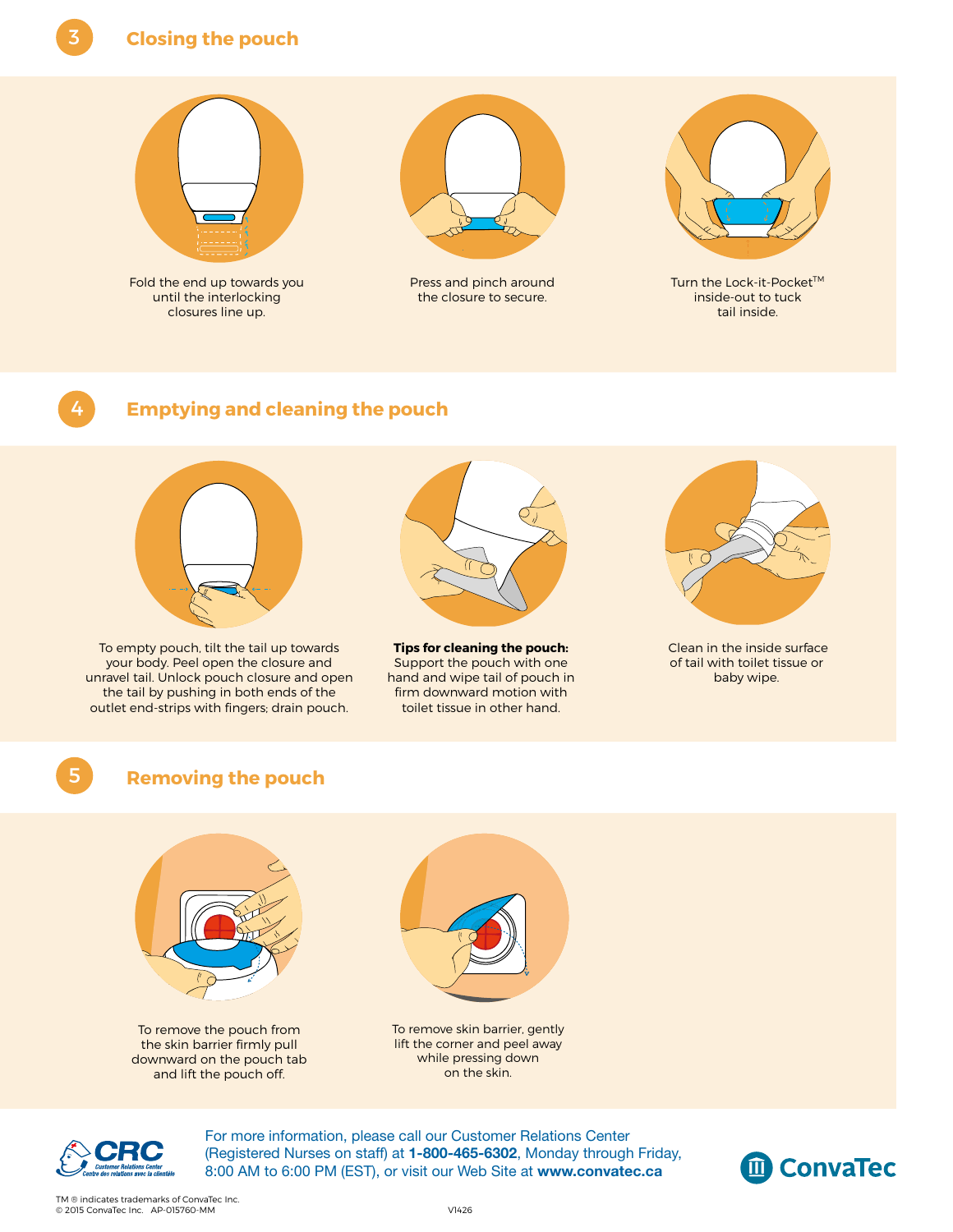## 3 Closing the pouch

Fold the end up towards you until the interlocking closures line up.

Press and pinch around the closure to secure.

Turn the Lock-it-Pocket™ inside-out to tuck tail inside.

## 4 Emptying and cleaning the pouch

To empty pouch, tilt the tail up towards your body. Peel open the closure and unravel tail. Unlock pouch closure and open the tail by pushing in both ends of the outlet end-strips with fingers; drain pouch.

**Tips for cleaning the pouch:** Support the pouch with one hand and wipe tail of pouch in firm downward motion with toilet tissue in other hand.

Clean in the inside surface of tail with toilet tissue or baby wipe.

## 5 Removing the pouch

To remove the pouch from the skin barrier firmly pull downward on the pouch tab and lift the pouch off.

To remove skin barrier, gently lift the corner and peel away while pressing down on the skin.

CRC Customer Relations Center / Centre des relations avec la clientèle

For more information, please call our Customer Relations Center (Registered Nurses on staff) at **1-800-465-6302**, Monday through Friday, 8:00 AM to 6:00 PM (EST), or visit our Web Site at **www.convatec.ca**

ConvaTec

TM ® indicates trademarks of ConvaTec Inc.
© 2015 ConvaTec Inc. AP-015760-MM

V1426